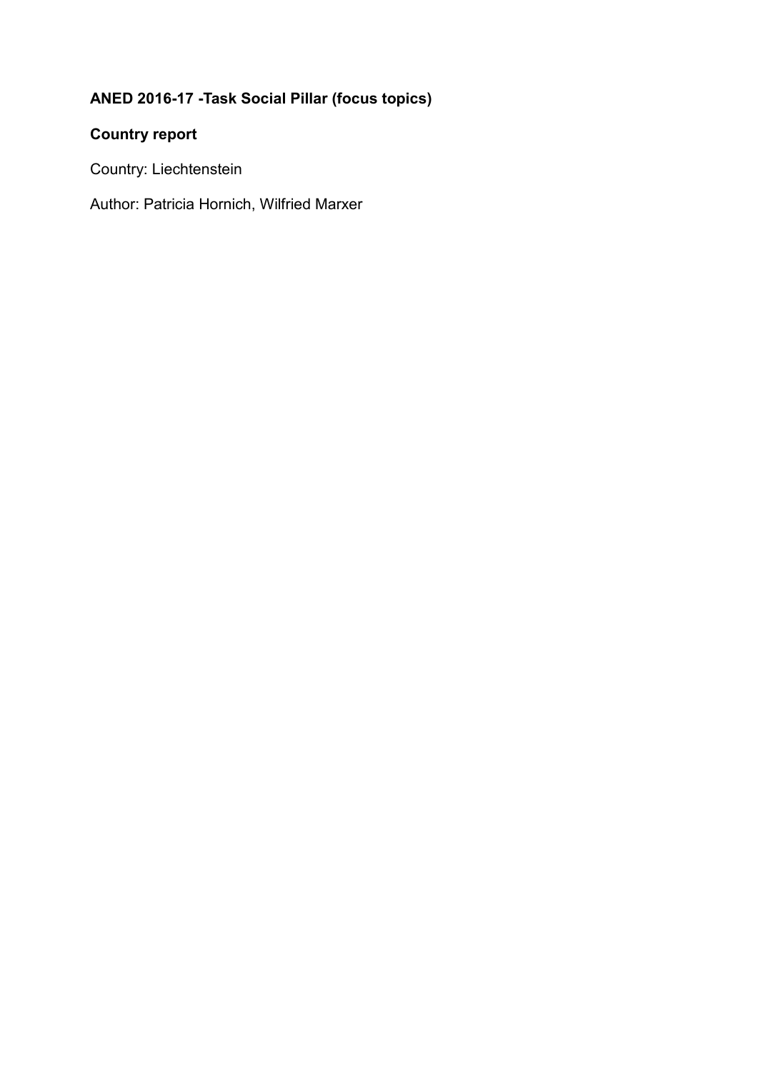**ANED 2016-17 -Task Social Pillar (focus topics)**

**Country report**

Country: Liechtenstein

Author: Patricia Hornich, Wilfried Marxer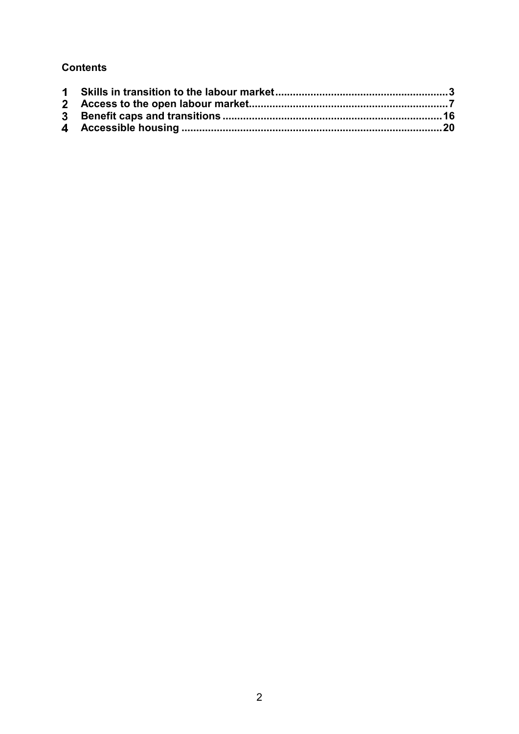**Contents**

1 **Skills in transition to the labour market** ........................................................ 3
2 **Access to the open labour market** ................................................................ 7
3 **Benefit caps and transitions** ........................................................................ 16
4 **Accessible housing** ....................................................................................... 20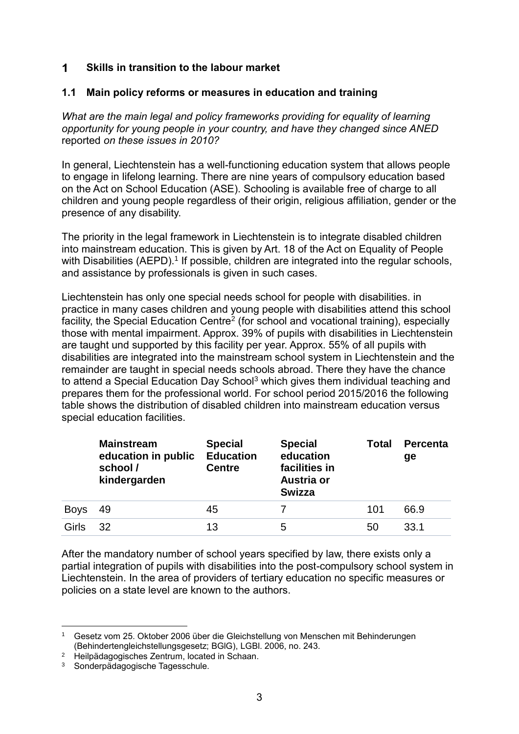# 1 Skills in transition to the labour market

## 1.1 Main policy reforms or measures in education and training

*What are the main legal and policy frameworks providing for equality of learning opportunity for young people in your country, and have they changed since ANED* reported *on these issues in 2010?*

In general, Liechtenstein has a well-functioning education system that allows people to engage in lifelong learning. There are nine years of compulsory education based on the Act on School Education (ASE). Schooling is available free of charge to all children and young people regardless of their origin, religious affiliation, gender or the presence of any disability.

The priority in the legal framework in Liechtenstein is to integrate disabled children into mainstream education. This is given by Art. 18 of the Act on Equality of People with Disabilities (AEPD).[1] If possible, children are integrated into the regular schools, and assistance by professionals is given in such cases.

Liechtenstein has only one special needs school for people with disabilities. in practice in many cases children and young people with disabilities attend this school facility, the Special Education Centre[2] (for school and vocational training), especially those with mental impairment. Approx. 39% of pupils with disabilities in Liechtenstein are taught und supported by this facility per year. Approx. 55% of all pupils with disabilities are integrated into the mainstream school system in Liechtenstein and the remainder are taught in special needs schools abroad. There they have the chance to attend a Special Education Day School[3] which gives them individual teaching and prepares them for the professional world. For school period 2015/2016 the following table shows the distribution of disabled children into mainstream education versus special education facilities.

| | Mainstream education in public school / kindergarden | Special Education Centre | Special education facilities in Austria or Swizza | Total | Percentage |
|---|---|---|---|---|---|
| Boys | 49 | 45 | 7 | 101 | 66.9 |
| Girls | 32 | 13 | 5 | 50 | 33.1 |

After the mandatory number of school years specified by law, there exists only a partial integration of pupils with disabilities into the post-compulsory school system in Liechtenstein. In the area of providers of tertiary education no specific measures or policies on a state level are known to the authors.

[1] Gesetz vom 25. Oktober 2006 über die Gleichstellung von Menschen mit Behinderungen (Behindertengleichstellungsgesetz; BGlG), LGBl. 2006, no. 243.

[2] Heilpädagogisches Zentrum, located in Schaan.

[3] Sonderpädagogische Tagesschule.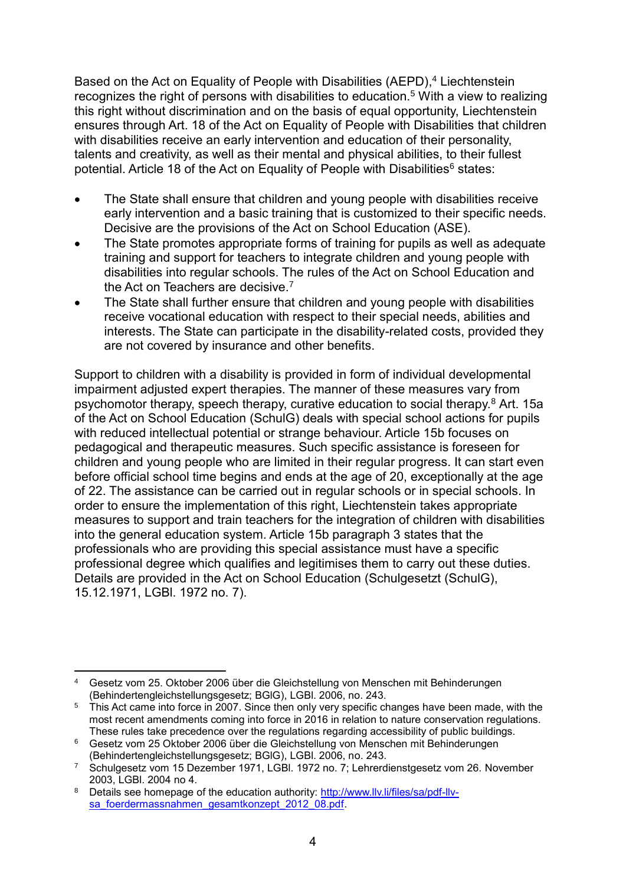Based on the Act on Equality of People with Disabilities (AEPD),[4] Liechtenstein recognizes the right of persons with disabilities to education.[5] With a view to realizing this right without discrimination and on the basis of equal opportunity, Liechtenstein ensures through Art. 18 of the Act on Equality of People with Disabilities that children with disabilities receive an early intervention and education of their personality, talents and creativity, as well as their mental and physical abilities, to their fullest potential. Article 18 of the Act on Equality of People with Disabilities[6] states:

- The State shall ensure that children and young people with disabilities receive early intervention and a basic training that is customized to their specific needs. Decisive are the provisions of the Act on School Education (ASE).
- The State promotes appropriate forms of training for pupils as well as adequate training and support for teachers to integrate children and young people with disabilities into regular schools. The rules of the Act on School Education and the Act on Teachers are decisive.[7]
- The State shall further ensure that children and young people with disabilities receive vocational education with respect to their special needs, abilities and interests. The State can participate in the disability-related costs, provided they are not covered by insurance and other benefits.

Support to children with a disability is provided in form of individual developmental impairment adjusted expert therapies. The manner of these measures vary from psychomotor therapy, speech therapy, curative education to social therapy.[8] Art. 15a of the Act on School Education (SchulG) deals with special school actions for pupils with reduced intellectual potential or strange behaviour. Article 15b focuses on pedagogical and therapeutic measures. Such specific assistance is foreseen for children and young people who are limited in their regular progress. It can start even before official school time begins and ends at the age of 20, exceptionally at the age of 22. The assistance can be carried out in regular schools or in special schools. In order to ensure the implementation of this right, Liechtenstein takes appropriate measures to support and train teachers for the integration of children with disabilities into the general education system. Article 15b paragraph 3 states that the professionals who are providing this special assistance must have a specific professional degree which qualifies and legitimises them to carry out these duties. Details are provided in the Act on School Education (Schulgesetzt (SchulG), 15.12.1971, LGBl. 1972 no. 7).

---

[4] Gesetz vom 25. Oktober 2006 über die Gleichstellung von Menschen mit Behinderungen (Behindertengleichstellungsgesetz; BGlG), LGBl. 2006, no. 243.

[5] This Act came into force in 2007. Since then only very specific changes have been made, with the most recent amendments coming into force in 2016 in relation to nature conservation regulations. These rules take precedence over the regulations regarding accessibility of public buildings.

[6] Gesetz vom 25 Oktober 2006 über die Gleichstellung von Menschen mit Behinderungen (Behindertengleichstellungsgesetz; BGlG), LGBl. 2006, no. 243.

[7] Schulgesetz vom 15 Dezember 1971, LGBl. 1972 no. 7; Lehrerdienstgesetz vom 26. November 2003, LGBl. 2004 no 4.

[8] Details see homepage of the education authority: [http://www.llv.li/files/sa/pdf-llv-sa_foerdermassnahmen_gesamtkonzept_2012_08.pdf](http://www.llv.li/files/sa/pdf-llv-sa_foerdermassnahmen_gesamtkonzept_2012_08.pdf).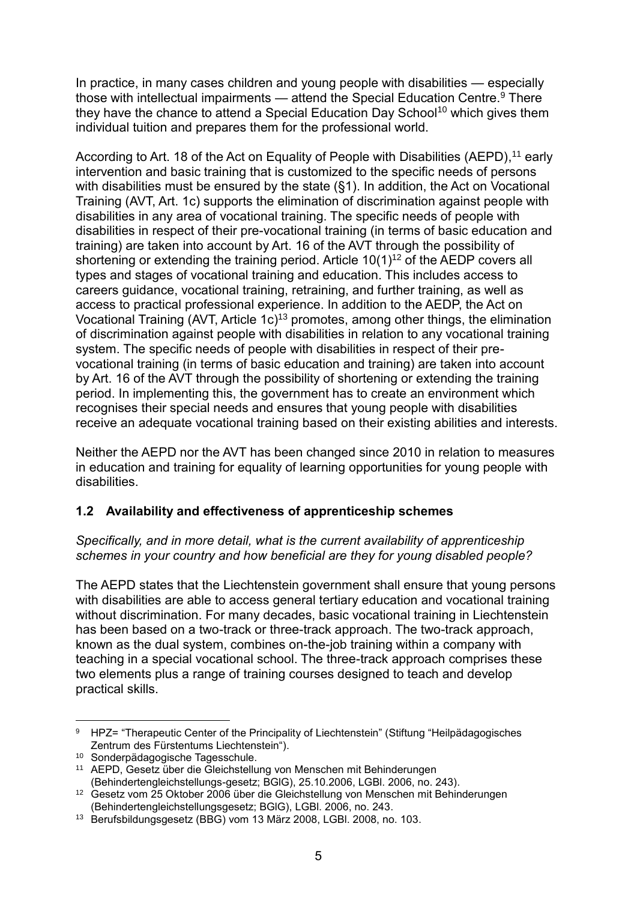In practice, in many cases children and young people with disabilities — especially those with intellectual impairments — attend the Special Education Centre.[9] There they have the chance to attend a Special Education Day School[10] which gives them individual tuition and prepares them for the professional world.

According to Art. 18 of the Act on Equality of People with Disabilities (AEPD),[11] early intervention and basic training that is customized to the specific needs of persons with disabilities must be ensured by the state (§1). In addition, the Act on Vocational Training (AVT, Art. 1c) supports the elimination of discrimination against people with disabilities in any area of vocational training. The specific needs of people with disabilities in respect of their pre-vocational training (in terms of basic education and training) are taken into account by Art. 16 of the AVT through the possibility of shortening or extending the training period. Article 10(1)[12] of the AEDP covers all types and stages of vocational training and education. This includes access to careers guidance, vocational training, retraining, and further training, as well as access to practical professional experience. In addition to the AEDP, the Act on Vocational Training (AVT, Article 1c)[13] promotes, among other things, the elimination of discrimination against people with disabilities in relation to any vocational training system. The specific needs of people with disabilities in respect of their pre-vocational training (in terms of basic education and training) are taken into account by Art. 16 of the AVT through the possibility of shortening or extending the training period. In implementing this, the government has to create an environment which recognises their special needs and ensures that young people with disabilities receive an adequate vocational training based on their existing abilities and interests.

Neither the AEPD nor the AVT has been changed since 2010 in relation to measures in education and training for equality of learning opportunities for young people with disabilities.

### 1.2 Availability and effectiveness of apprenticeship schemes

*Specifically, and in more detail, what is the current availability of apprenticeship schemes in your country and how beneficial are they for young disabled people?*

The AEPD states that the Liechtenstein government shall ensure that young persons with disabilities are able to access general tertiary education and vocational training without discrimination. For many decades, basic vocational training in Liechtenstein has been based on a two-track or three-track approach. The two-track approach, known as the dual system, combines on-the-job training within a company with teaching in a special vocational school. The three-track approach comprises these two elements plus a range of training courses designed to teach and develop practical skills.

---

[9] HPZ= "Therapeutic Center of the Principality of Liechtenstein" (Stiftung "Heilpädagogisches Zentrum des Fürstentums Liechtenstein").

[10] Sonderpädagogische Tagesschule.

[11] AEPD, Gesetz über die Gleichstellung von Menschen mit Behinderungen (Behindertengleichstellungs-gesetz; BGlG), 25.10.2006, LGBl. 2006, no. 243).

[12] Gesetz vom 25 Oktober 2006 über die Gleichstellung von Menschen mit Behinderungen (Behindertengleichstellungsgesetz; BGlG), LGBl. 2006, no. 243.

[13] Berufsbildungsgesetz (BBG) vom 13 März 2008, LGBl. 2008, no. 103.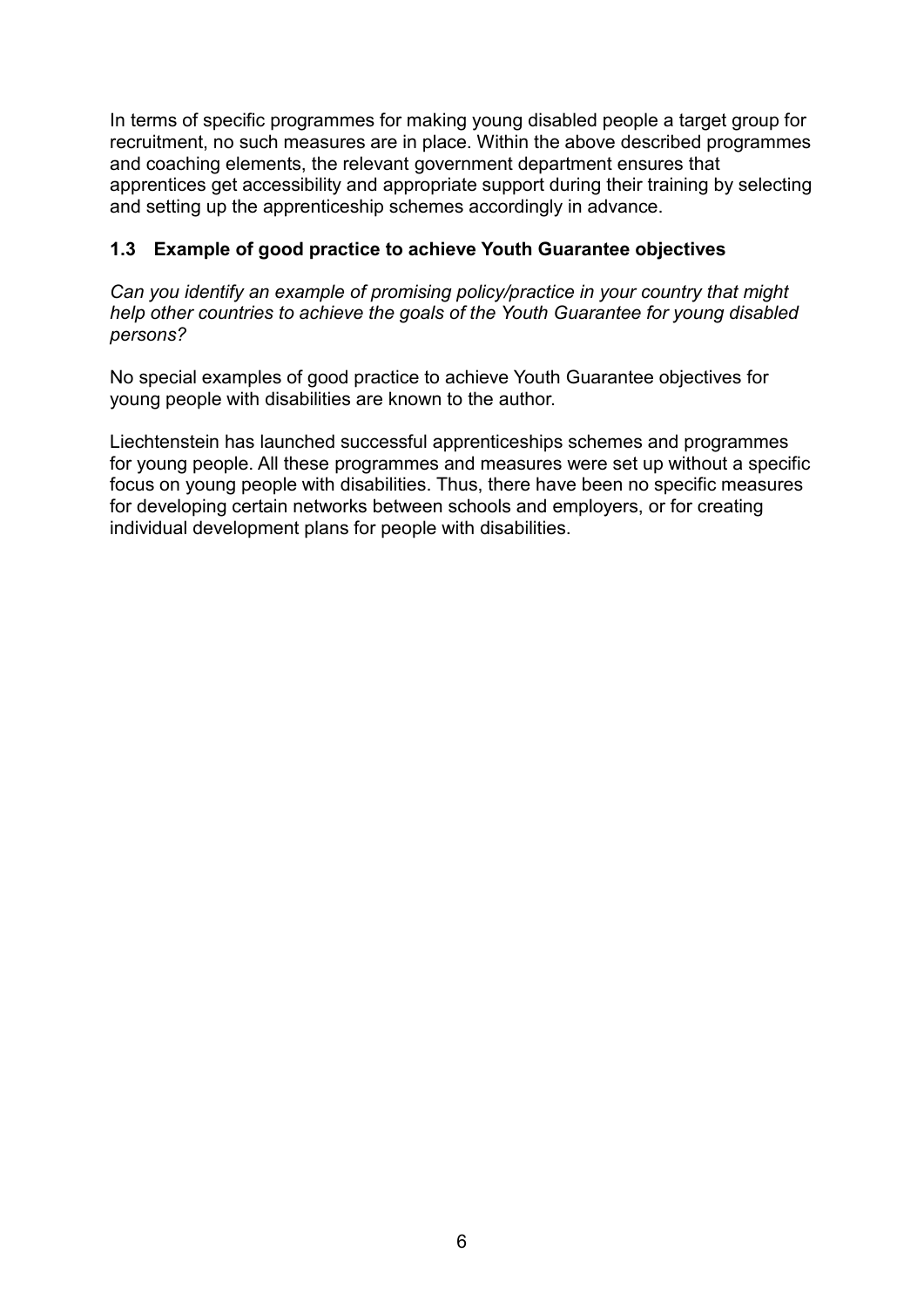In terms of specific programmes for making young disabled people a target group for recruitment, no such measures are in place. Within the above described programmes and coaching elements, the relevant government department ensures that apprentices get accessibility and appropriate support during their training by selecting and setting up the apprenticeship schemes accordingly in advance.

### 1.3 Example of good practice to achieve Youth Guarantee objectives

*Can you identify an example of promising policy/practice in your country that might help other countries to achieve the goals of the Youth Guarantee for young disabled persons?*

No special examples of good practice to achieve Youth Guarantee objectives for young people with disabilities are known to the author.

Liechtenstein has launched successful apprenticeships schemes and programmes for young people. All these programmes and measures were set up without a specific focus on young people with disabilities. Thus, there have been no specific measures for developing certain networks between schools and employers, or for creating individual development plans for people with disabilities.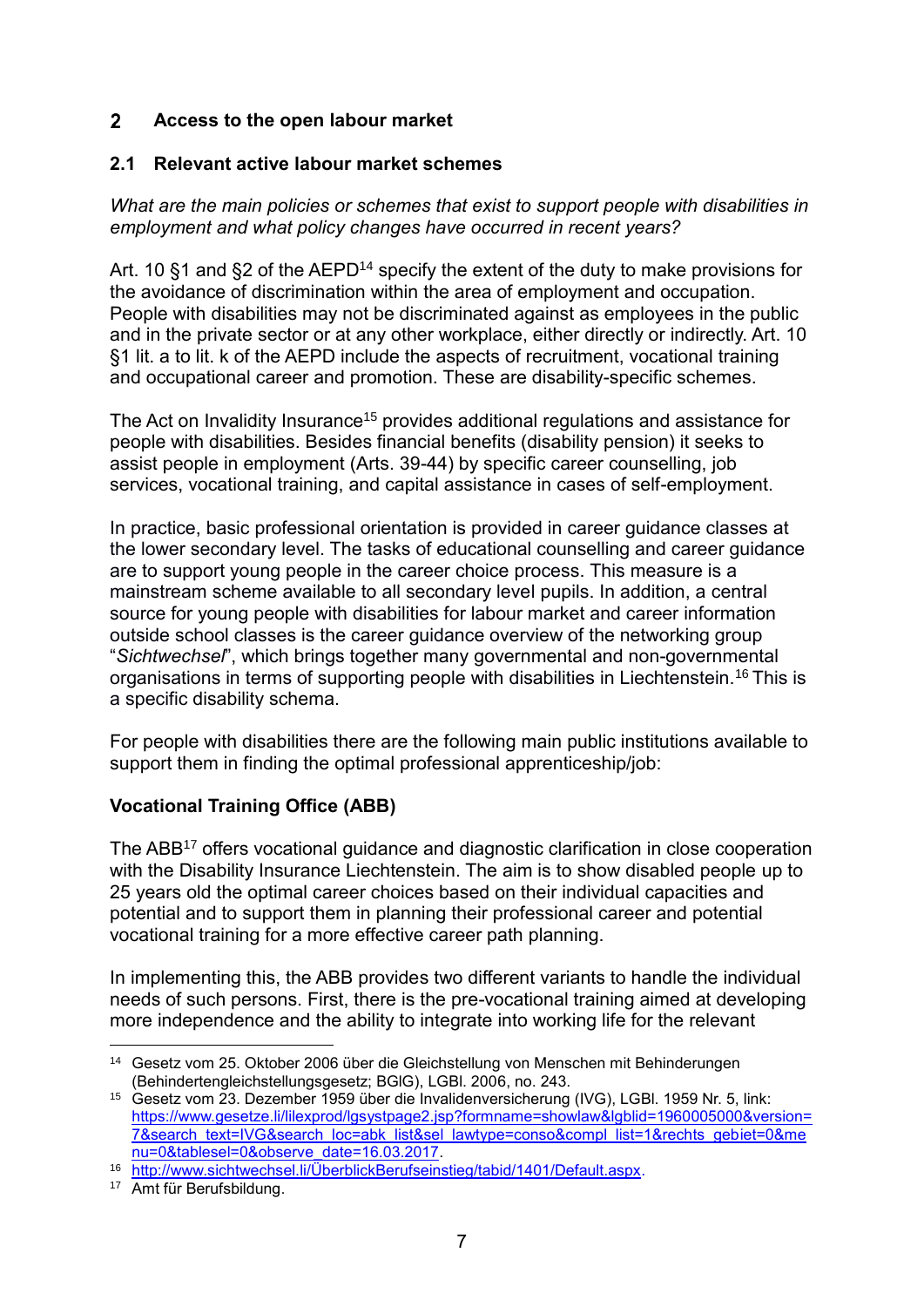# 2 Access to the open labour market

## 2.1 Relevant active labour market schemes

*What are the main policies or schemes that exist to support people with disabilities in employment and what policy changes have occurred in recent years?*

Art. 10 §1 and §2 of the AEPD[14] specify the extent of the duty to make provisions for the avoidance of discrimination within the area of employment and occupation. People with disabilities may not be discriminated against as employees in the public and in the private sector or at any other workplace, either directly or indirectly. Art. 10 §1 lit. a to lit. k of the AEPD include the aspects of recruitment, vocational training and occupational career and promotion. These are disability-specific schemes.

The Act on Invalidity Insurance[15] provides additional regulations and assistance for people with disabilities. Besides financial benefits (disability pension) it seeks to assist people in employment (Arts. 39-44) by specific career counselling, job services, vocational training, and capital assistance in cases of self-employment.

In practice, basic professional orientation is provided in career guidance classes at the lower secondary level. The tasks of educational counselling and career guidance are to support young people in the career choice process. This measure is a mainstream scheme available to all secondary level pupils. In addition, a central source for young people with disabilities for labour market and career information outside school classes is the career guidance overview of the networking group "*Sichtwechsel*", which brings together many governmental and non-governmental organisations in terms of supporting people with disabilities in Liechtenstein.[16] This is a specific disability schema.

For people with disabilities there are the following main public institutions available to support them in finding the optimal professional apprenticeship/job:

**Vocational Training Office (ABB)**

The ABB[17] offers vocational guidance and diagnostic clarification in close cooperation with the Disability Insurance Liechtenstein. The aim is to show disabled people up to 25 years old the optimal career choices based on their individual capacities and potential and to support them in planning their professional career and potential vocational training for a more effective career path planning.

In implementing this, the ABB provides two different variants to handle the individual needs of such persons. First, there is the pre-vocational training aimed at developing more independence and the ability to integrate into working life for the relevant

---

[14] Gesetz vom 25. Oktober 2006 über die Gleichstellung von Menschen mit Behinderungen (Behindertengleichstellungsgesetz; BGlG), LGBl. 2006, no. 243.

[15] Gesetz vom 23. Dezember 1959 über die Invalidenversicherung (IVG), LGBl. 1959 Nr. 5, link: https://www.gesetze.li/lilexprod/lgsystpage2.jsp?formname=showlaw&lgblid=1960005000&version=7&search_text=IVG&search_loc=abk_list&sel_lawtype=conso&compl_list=1&rechts_gebiet=0&menu=0&tablesel=0&observe_date=16.03.2017.

[16] http://www.sichtwechsel.li/ÜberblickBerufseinstieg/tabid/1401/Default.aspx.

[17] Amt für Berufsbildung.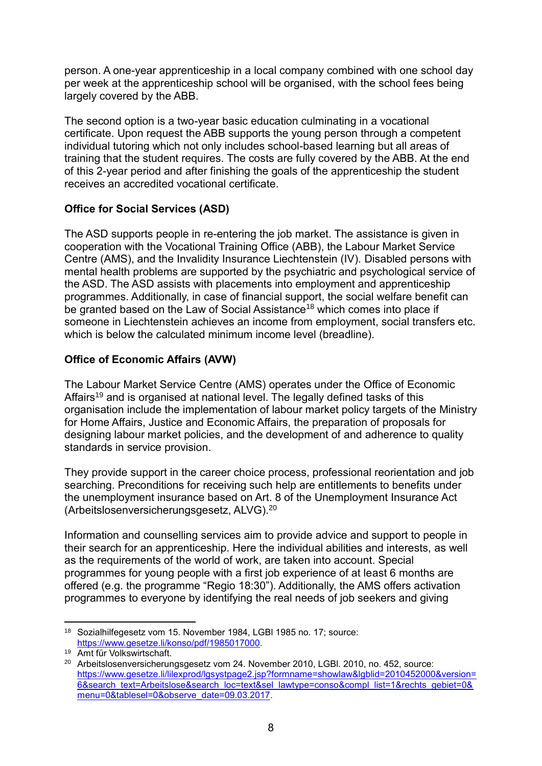person. A one-year apprenticeship in a local company combined with one school day per week at the apprenticeship school will be organised, with the school fees being largely covered by the ABB.

The second option is a two-year basic education culminating in a vocational certificate. Upon request the ABB supports the young person through a competent individual tutoring which not only includes school-based learning but all areas of training that the student requires. The costs are fully covered by the ABB. At the end of this 2-year period and after finishing the goals of the apprenticeship the student receives an accredited vocational certificate.

**Office for Social Services (ASD)**

The ASD supports people in re-entering the job market. The assistance is given in cooperation with the Vocational Training Office (ABB), the Labour Market Service Centre (AMS), and the Invalidity Insurance Liechtenstein (IV). Disabled persons with mental health problems are supported by the psychiatric and psychological service of the ASD. The ASD assists with placements into employment and apprenticeship programmes. Additionally, in case of financial support, the social welfare benefit can be granted based on the Law of Social Assistance[18] which comes into place if someone in Liechtenstein achieves an income from employment, social transfers etc. which is below the calculated minimum income level (breadline).

**Office of Economic Affairs (AVW)**

The Labour Market Service Centre (AMS) operates under the Office of Economic Affairs[19] and is organised at national level. The legally defined tasks of this organisation include the implementation of labour market policy targets of the Ministry for Home Affairs, Justice and Economic Affairs, the preparation of proposals for designing labour market policies, and the development of and adherence to quality standards in service provision.

They provide support in the career choice process, professional reorientation and job searching. Preconditions for receiving such help are entitlements to benefits under the unemployment insurance based on Art. 8 of the Unemployment Insurance Act (Arbeitslosenversicherungsgesetz, ALVG).[20]

Information and counselling services aim to provide advice and support to people in their search for an apprenticeship. Here the individual abilities and interests, as well as the requirements of the world of work, are taken into account. Special programmes for young people with a first job experience of at least 6 months are offered (e.g. the programme "Regio 18:30"). Additionally, the AMS offers activation programmes to everyone by identifying the real needs of job seekers and giving

---

[18] Sozialhilfegesetz vom 15. November 1984, LGBl 1985 no. 17; source: https://www.gesetze.li/konso/pdf/1985017000.

[19] Amt für Volkswirtschaft.

[20] Arbeitslosenversicherungsgesetz vom 24. November 2010, LGBl. 2010, no. 452, source: https://www.gesetze.li/lilexprod/lgsystpage2.jsp?formname=showlaw&lgblid=2010452000&version=6&search_text=Arbeitslose&search_loc=text&sel_lawtype=conso&compl_list=1&rechts_gebiet=0&menu=0&tablesel=0&observe_date=09.03.2017.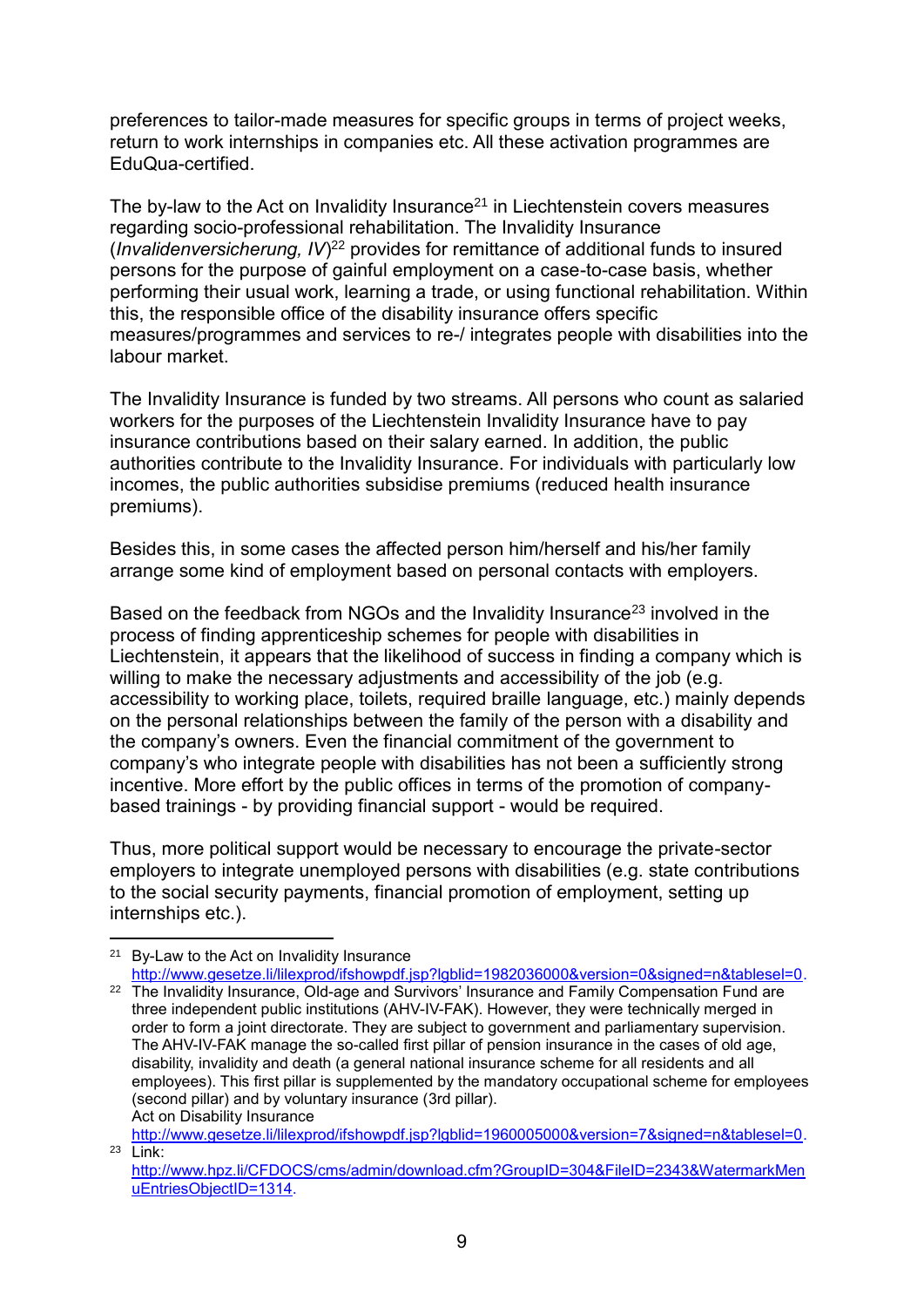preferences to tailor-made measures for specific groups in terms of project weeks, return to work internships in companies etc. All these activation programmes are EduQua-certified.

The by-law to the Act on Invalidity Insurance[21] in Liechtenstein covers measures regarding socio-professional rehabilitation. The Invalidity Insurance (*Invalidenversicherung, IV*)[22] provides for remittance of additional funds to insured persons for the purpose of gainful employment on a case-to-case basis, whether performing their usual work, learning a trade, or using functional rehabilitation. Within this, the responsible office of the disability insurance offers specific measures/programmes and services to re-/ integrates people with disabilities into the labour market.

The Invalidity Insurance is funded by two streams. All persons who count as salaried workers for the purposes of the Liechtenstein Invalidity Insurance have to pay insurance contributions based on their salary earned. In addition, the public authorities contribute to the Invalidity Insurance. For individuals with particularly low incomes, the public authorities subsidise premiums (reduced health insurance premiums).

Besides this, in some cases the affected person him/herself and his/her family arrange some kind of employment based on personal contacts with employers.

Based on the feedback from NGOs and the Invalidity Insurance[23] involved in the process of finding apprenticeship schemes for people with disabilities in Liechtenstein, it appears that the likelihood of success in finding a company which is willing to make the necessary adjustments and accessibility of the job (e.g. accessibility to working place, toilets, required braille language, etc.) mainly depends on the personal relationships between the family of the person with a disability and the company's owners. Even the financial commitment of the government to company's who integrate people with disabilities has not been a sufficiently strong incentive. More effort by the public offices in terms of the promotion of company-based trainings - by providing financial support - would be required.

Thus, more political support would be necessary to encourage the private-sector employers to integrate unemployed persons with disabilities (e.g. state contributions to the social security payments, financial promotion of employment, setting up internships etc.).

---

[21] By-Law to the Act on Invalidity Insurance http://www.gesetze.li/lilexprod/ifshowpdf.jsp?lgblid=1982036000&version=0&signed=n&tablesel=0.

[22] The Invalidity Insurance, Old-age and Survivors' Insurance and Family Compensation Fund are three independent public institutions (AHV-IV-FAK). However, they were technically merged in order to form a joint directorate. They are subject to government and parliamentary supervision. The AHV-IV-FAK manage the so-called first pillar of pension insurance in the cases of old age, disability, invalidity and death (a general national insurance scheme for all residents and all employees). This first pillar is supplemented by the mandatory occupational scheme for employees (second pillar) and by voluntary insurance (3rd pillar).
Act on Disability Insurance
http://www.gesetze.li/lilexprod/ifshowpdf.jsp?lgblid=1960005000&version=7&signed=n&tablesel=0.

[23] Link:
http://www.hpz.li/CFDOCS/cms/admin/download.cfm?GroupID=304&FileID=2343&WatermarkMenuEntriesObjectID=1314.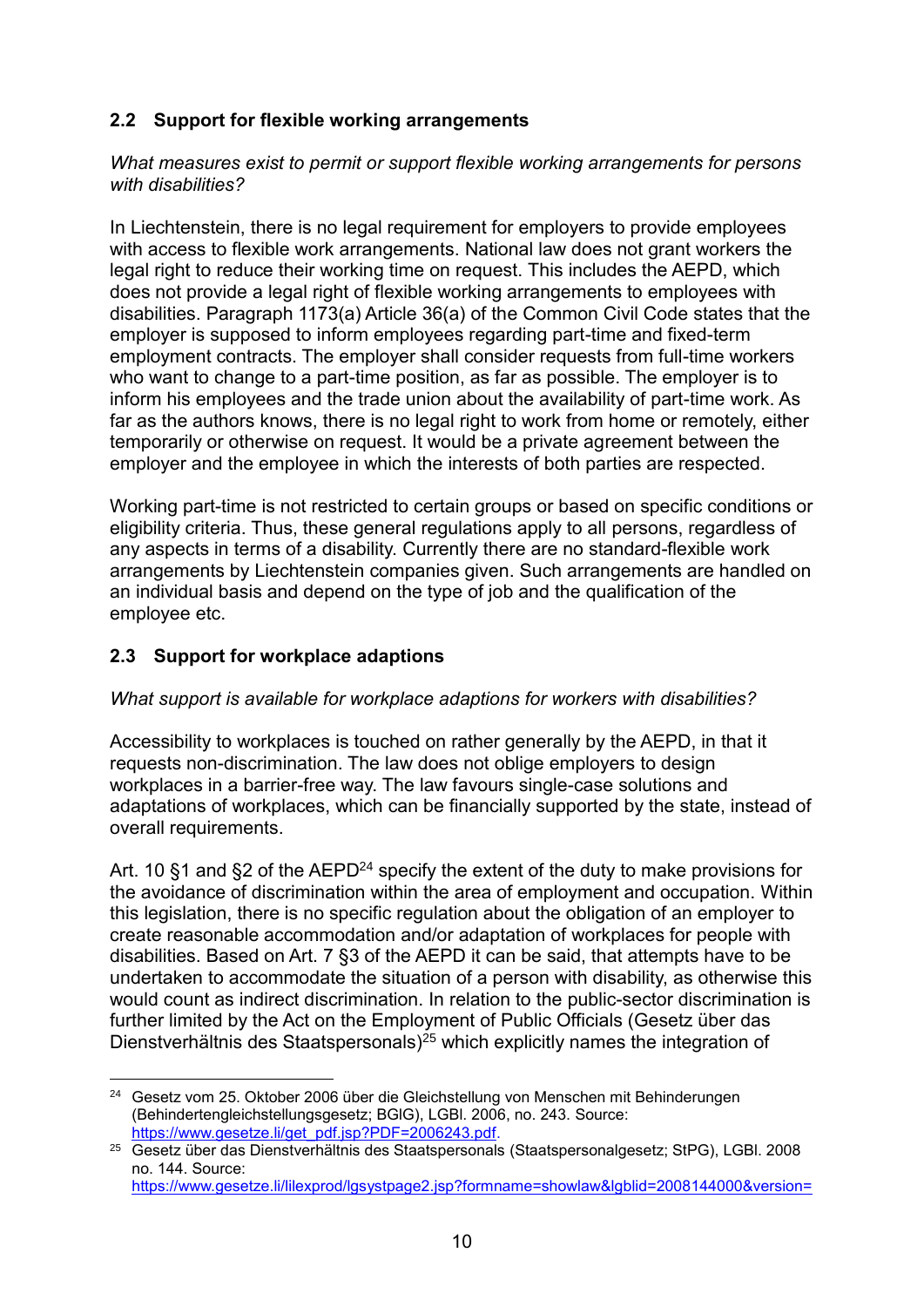### 2.2 Support for flexible working arrangements

*What measures exist to permit or support flexible working arrangements for persons with disabilities?*

In Liechtenstein, there is no legal requirement for employers to provide employees with access to flexible work arrangements. National law does not grant workers the legal right to reduce their working time on request. This includes the AEPD, which does not provide a legal right of flexible working arrangements to employees with disabilities. Paragraph 1173(a) Article 36(a) of the Common Civil Code states that the employer is supposed to inform employees regarding part-time and fixed-term employment contracts. The employer shall consider requests from full-time workers who want to change to a part-time position, as far as possible. The employer is to inform his employees and the trade union about the availability of part-time work. As far as the authors knows, there is no legal right to work from home or remotely, either temporarily or otherwise on request. It would be a private agreement between the employer and the employee in which the interests of both parties are respected.

Working part-time is not restricted to certain groups or based on specific conditions or eligibility criteria. Thus, these general regulations apply to all persons, regardless of any aspects in terms of a disability. Currently there are no standard-flexible work arrangements by Liechtenstein companies given. Such arrangements are handled on an individual basis and depend on the type of job and the qualification of the employee etc.

### 2.3 Support for workplace adaptions

*What support is available for workplace adaptions for workers with disabilities?*

Accessibility to workplaces is touched on rather generally by the AEPD, in that it requests non-discrimination. The law does not oblige employers to design workplaces in a barrier-free way. The law favours single-case solutions and adaptations of workplaces, which can be financially supported by the state, instead of overall requirements.

Art. 10 §1 and §2 of the AEPD[24] specify the extent of the duty to make provisions for the avoidance of discrimination within the area of employment and occupation. Within this legislation, there is no specific regulation about the obligation of an employer to create reasonable accommodation and/or adaptation of workplaces for people with disabilities. Based on Art. 7 §3 of the AEPD it can be said, that attempts have to be undertaken to accommodate the situation of a person with disability, as otherwise this would count as indirect discrimination. In relation to the public-sector discrimination is further limited by the Act on the Employment of Public Officials (Gesetz über das Dienstverhältnis des Staatspersonals)[25] which explicitly names the integration of

---

[24] Gesetz vom 25. Oktober 2006 über die Gleichstellung von Menschen mit Behinderungen (Behindertengleichstellungsgesetz; BGlG), LGBl. 2006, no. 243. Source: https://www.gesetze.li/get_pdf.jsp?PDF=2006243.pdf.

[25] Gesetz über das Dienstverhältnis des Staatspersonals (Staatspersonalgesetz; StPG), LGBl. 2008 no. 144. Source: https://www.gesetze.li/lilexprod/lgsystpage2.jsp?formname=showlaw&lgblid=2008144000&version=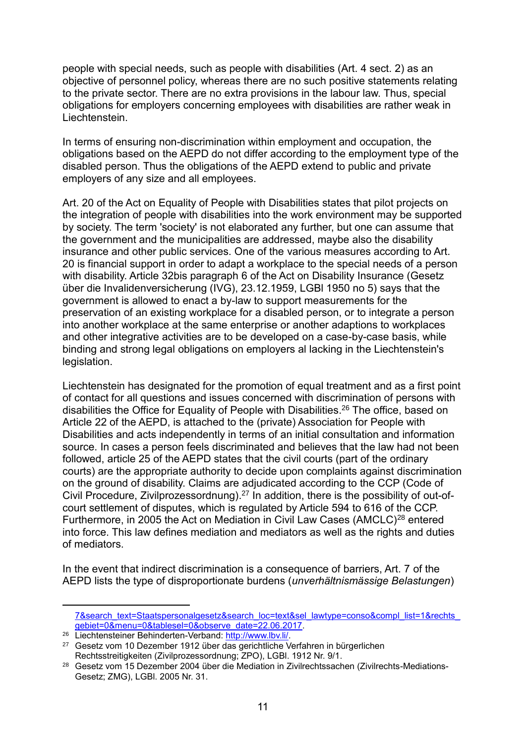people with special needs, such as people with disabilities (Art. 4 sect. 2) as an objective of personnel policy, whereas there are no such positive statements relating to the private sector. There are no extra provisions in the labour law. Thus, special obligations for employers concerning employees with disabilities are rather weak in Liechtenstein.

In terms of ensuring non-discrimination within employment and occupation, the obligations based on the AEPD do not differ according to the employment type of the disabled person. Thus the obligations of the AEPD extend to public and private employers of any size and all employees.

Art. 20 of the Act on Equality of People with Disabilities states that pilot projects on the integration of people with disabilities into the work environment may be supported by society. The term 'society' is not elaborated any further, but one can assume that the government and the municipalities are addressed, maybe also the disability insurance and other public services. One of the various measures according to Art. 20 is financial support in order to adapt a workplace to the special needs of a person with disability. Article 32bis paragraph 6 of the Act on Disability Insurance (Gesetz über die Invalidenversicherung (IVG), 23.12.1959, LGBl 1950 no 5) says that the government is allowed to enact a by-law to support measurements for the preservation of an existing workplace for a disabled person, or to integrate a person into another workplace at the same enterprise or another adaptions to workplaces and other integrative activities are to be developed on a case-by-case basis, while binding and strong legal obligations on employers al lacking in the Liechtenstein's legislation.

Liechtenstein has designated for the promotion of equal treatment and as a first point of contact for all questions and issues concerned with discrimination of persons with disabilities the Office for Equality of People with Disabilities.[26] The office, based on Article 22 of the AEPD, is attached to the (private) Association for People with Disabilities and acts independently in terms of an initial consultation and information source. In cases a person feels discriminated and believes that the law had not been followed, article 25 of the AEPD states that the civil courts (part of the ordinary courts) are the appropriate authority to decide upon complaints against discrimination on the ground of disability. Claims are adjudicated according to the CCP (Code of Civil Procedure, Zivilprozessordnung).[27] In addition, there is the possibility of out-of-court settlement of disputes, which is regulated by Article 594 to 616 of the CCP. Furthermore, in 2005 the Act on Mediation in Civil Law Cases (AMCLC)[28] entered into force. This law defines mediation and mediators as well as the rights and duties of mediators.

In the event that indirect discrimination is a consequence of barriers, Art. 7 of the AEPD lists the type of disproportionate burdens (*unverhältnismässige Belastungen*)

---

7&search_text=Staatspersonalgesetz&search_loc=text&sel_lawtype=conso&compl_list=1&rechts_gebiet=0&menu=0&tablesel=0&observe_date=22.06.2017.

[26] Liechtensteiner Behinderten-Verband: http://www.lbv.li/.

[27] Gesetz vom 10 Dezember 1912 über das gerichtliche Verfahren in bürgerlichen Rechtsstreitigkeiten (Zivilprozessordnung; ZPO), LGBl. 1912 Nr. 9/1.

[28] Gesetz vom 15 Dezember 2004 über die Mediation in Zivilrechtssachen (Zivilrechts-Mediations-Gesetz; ZMG), LGBl. 2005 Nr. 31.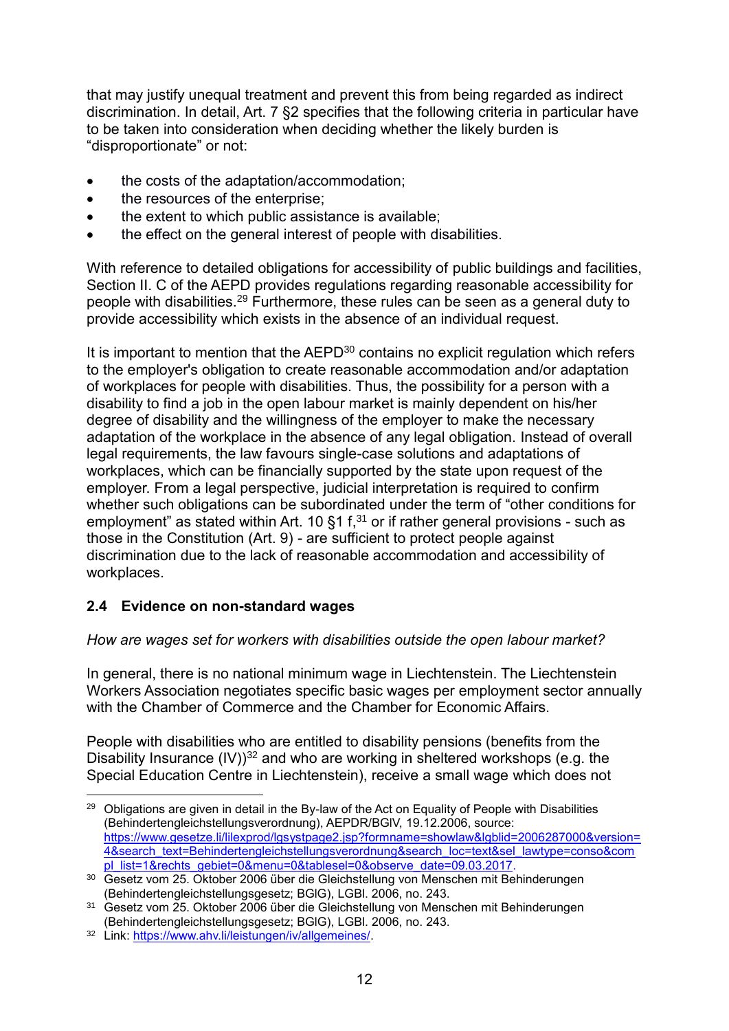that may justify unequal treatment and prevent this from being regarded as indirect discrimination. In detail, Art. 7 §2 specifies that the following criteria in particular have to be taken into consideration when deciding whether the likely burden is "disproportionate" or not:

- the costs of the adaptation/accommodation;
- the resources of the enterprise;
- the extent to which public assistance is available;
- the effect on the general interest of people with disabilities.

With reference to detailed obligations for accessibility of public buildings and facilities, Section II. C of the AEPD provides regulations regarding reasonable accessibility for people with disabilities.[29] Furthermore, these rules can be seen as a general duty to provide accessibility which exists in the absence of an individual request.

It is important to mention that the AEPD[30] contains no explicit regulation which refers to the employer's obligation to create reasonable accommodation and/or adaptation of workplaces for people with disabilities. Thus, the possibility for a person with a disability to find a job in the open labour market is mainly dependent on his/her degree of disability and the willingness of the employer to make the necessary adaptation of the workplace in the absence of any legal obligation. Instead of overall legal requirements, the law favours single-case solutions and adaptations of workplaces, which can be financially supported by the state upon request of the employer. From a legal perspective, judicial interpretation is required to confirm whether such obligations can be subordinated under the term of "other conditions for employment" as stated within Art. 10 §1 f,[31] or if rather general provisions - such as those in the Constitution (Art. 9) - are sufficient to protect people against discrimination due to the lack of reasonable accommodation and accessibility of workplaces.

### 2.4 Evidence on non-standard wages

*How are wages set for workers with disabilities outside the open labour market?*

In general, there is no national minimum wage in Liechtenstein. The Liechtenstein Workers Association negotiates specific basic wages per employment sector annually with the Chamber of Commerce and the Chamber for Economic Affairs.

People with disabilities who are entitled to disability pensions (benefits from the Disability Insurance (IV))[32] and who are working in sheltered workshops (e.g. the Special Education Centre in Liechtenstein), receive a small wage which does not

---

[29] Obligations are given in detail in the By-law of the Act on Equality of People with Disabilities (Behindertengleichstellungsverordnung), AEPDR/BGlV, 19.12.2006, source: https://www.gesetze.li/lilexprod/lgsystpage2.jsp?formname=showlaw&lgblid=2006287000&version=4&search_text=Behindertengleichstellungsverordnung&search_loc=text&sel_lawtype=conso&compl_list=1&rechts_gebiet=0&menu=0&tablesel=0&observe_date=09.03.2017.

[30] Gesetz vom 25. Oktober 2006 über die Gleichstellung von Menschen mit Behinderungen (Behindertengleichstellungsgesetz; BGlG), LGBl. 2006, no. 243.

[31] Gesetz vom 25. Oktober 2006 über die Gleichstellung von Menschen mit Behinderungen (Behindertengleichstellungsgesetz; BGlG), LGBl. 2006, no. 243.

[32] Link: https://www.ahv.li/leistungen/iv/allgemeines/.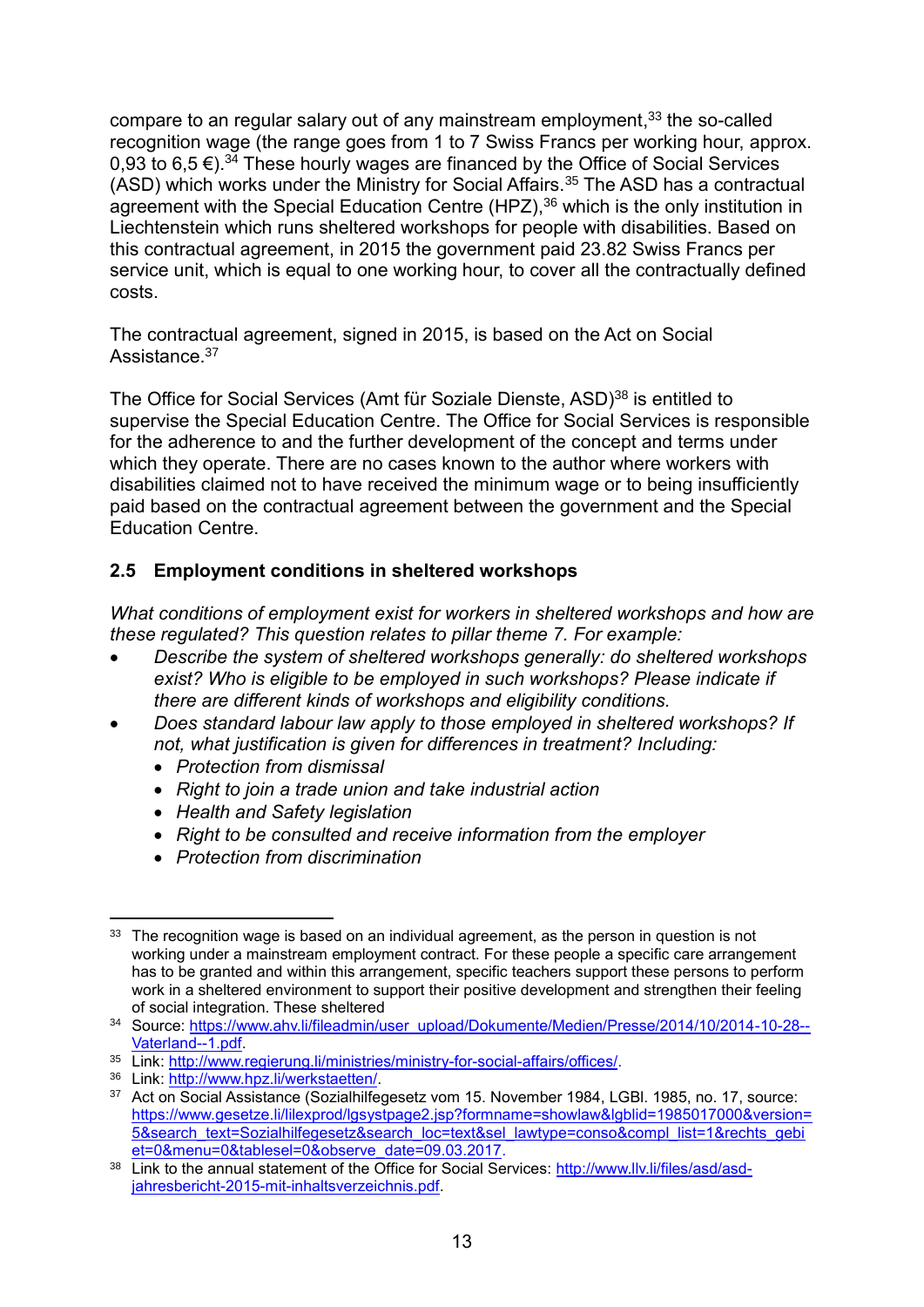compare to an regular salary out of any mainstream employment,[33] the so-called recognition wage (the range goes from 1 to 7 Swiss Francs per working hour, approx. 0,93 to 6,5 €).[34] These hourly wages are financed by the Office of Social Services (ASD) which works under the Ministry for Social Affairs.[35] The ASD has a contractual agreement with the Special Education Centre (HPZ),[36] which is the only institution in Liechtenstein which runs sheltered workshops for people with disabilities. Based on this contractual agreement, in 2015 the government paid 23.82 Swiss Francs per service unit, which is equal to one working hour, to cover all the contractually defined costs.

The contractual agreement, signed in 2015, is based on the Act on Social Assistance.[37]

The Office for Social Services (Amt für Soziale Dienste, ASD)[38] is entitled to supervise the Special Education Centre. The Office for Social Services is responsible for the adherence to and the further development of the concept and terms under which they operate. There are no cases known to the author where workers with disabilities claimed not to have received the minimum wage or to being insufficiently paid based on the contractual agreement between the government and the Special Education Centre.

### 2.5 Employment conditions in sheltered workshops

*What conditions of employment exist for workers in sheltered workshops and how are these regulated? This question relates to pillar theme 7. For example:*

- *Describe the system of sheltered workshops generally: do sheltered workshops exist? Who is eligible to be employed in such workshops? Please indicate if there are different kinds of workshops and eligibility conditions.*
- *Does standard labour law apply to those employed in sheltered workshops? If not, what justification is given for differences in treatment? Including:*
  - *Protection from dismissal*
  - *Right to join a trade union and take industrial action*
  - *Health and Safety legislation*
  - *Right to be consulted and receive information from the employer*
  - *Protection from discrimination*

---

[33] The recognition wage is based on an individual agreement, as the person in question is not working under a mainstream employment contract. For these people a specific care arrangement has to be granted and within this arrangement, specific teachers support these persons to perform work in a sheltered environment to support their positive development and strengthen their feeling of social integration. These sheltered

[34] Source: https://www.ahv.li/fileadmin/user_upload/Dokumente/Medien/Presse/2014/10/2014-10-28--Vaterland--1.pdf.

[35] Link: http://www.regierung.li/ministries/ministry-for-social-affairs/offices/.

[36] Link: http://www.hpz.li/werkstaetten/.

[37] Act on Social Assistance (Sozialhilfegesetz vom 15. November 1984, LGBl. 1985, no. 17, source: https://www.gesetze.li/lilexprod/lgsystpage2.jsp?formname=showlaw&lgblid=1985017000&version=5&search_text=Sozialhilfegesetz&search_loc=text&sel_lawtype=conso&compl_list=1&rechts_gebiet=0&menu=0&tablesel=0&observe_date=09.03.2017.

[38] Link to the annual statement of the Office for Social Services: http://www.llv.li/files/asd/asd-jahresbericht-2015-mit-inhaltsverzeichnis.pdf.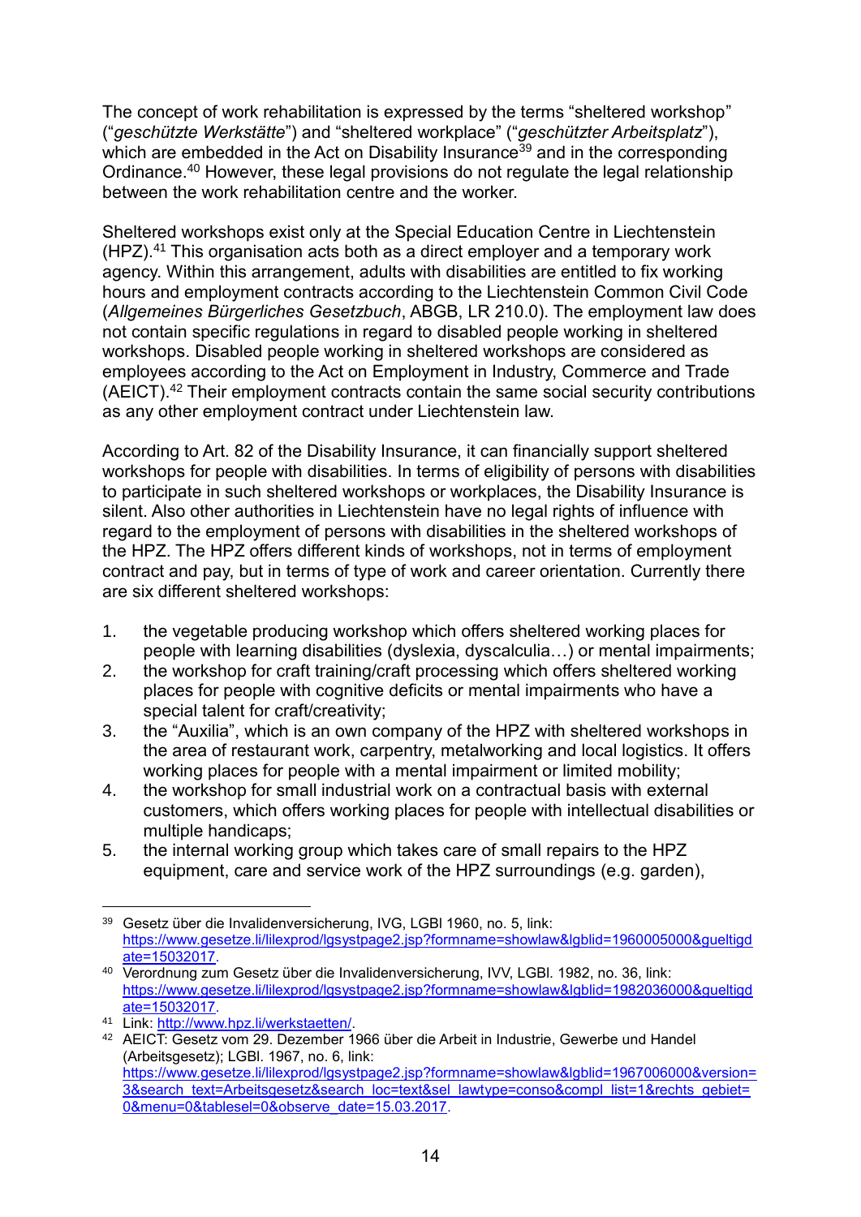The concept of work rehabilitation is expressed by the terms “sheltered workshop” (“*geschützte Werkstätte*”) and “sheltered workplace” (“*geschützter Arbeitsplatz*”), which are embedded in the Act on Disability Insurance[39] and in the corresponding Ordinance.[40] However, these legal provisions do not regulate the legal relationship between the work rehabilitation centre and the worker.

Sheltered workshops exist only at the Special Education Centre in Liechtenstein (HPZ).[41] This organisation acts both as a direct employer and a temporary work agency. Within this arrangement, adults with disabilities are entitled to fix working hours and employment contracts according to the Liechtenstein Common Civil Code (*Allgemeines Bürgerliches Gesetzbuch*, ABGB, LR 210.0). The employment law does not contain specific regulations in regard to disabled people working in sheltered workshops. Disabled people working in sheltered workshops are considered as employees according to the Act on Employment in Industry, Commerce and Trade (AEICT).[42] Their employment contracts contain the same social security contributions as any other employment contract under Liechtenstein law.

According to Art. 82 of the Disability Insurance, it can financially support sheltered workshops for people with disabilities. In terms of eligibility of persons with disabilities to participate in such sheltered workshops or workplaces, the Disability Insurance is silent. Also other authorities in Liechtenstein have no legal rights of influence with regard to the employment of persons with disabilities in the sheltered workshops of the HPZ. The HPZ offers different kinds of workshops, not in terms of employment contract and pay, but in terms of type of work and career orientation. Currently there are six different sheltered workshops:

1. the vegetable producing workshop which offers sheltered working places for people with learning disabilities (dyslexia, dyscalculia…) or mental impairments;
2. the workshop for craft training/craft processing which offers sheltered working places for people with cognitive deficits or mental impairments who have a special talent for craft/creativity;
3. the “Auxilia”, which is an own company of the HPZ with sheltered workshops in the area of restaurant work, carpentry, metalworking and local logistics. It offers working places for people with a mental impairment or limited mobility;
4. the workshop for small industrial work on a contractual basis with external customers, which offers working places for people with intellectual disabilities or multiple handicaps;
5. the internal working group which takes care of small repairs to the HPZ equipment, care and service work of the HPZ surroundings (e.g. garden),

---

[39] Gesetz über die Invalidenversicherung, IVG, LGBl 1960, no. 5, link: https://www.gesetze.li/lilexprod/lgsystpage2.jsp?formname=showlaw&lgblid=1960005000&gueltigdate=15032017.

[40] Verordnung zum Gesetz über die Invalidenversicherung, IVV, LGBl. 1982, no. 36, link: https://www.gesetze.li/lilexprod/lgsystpage2.jsp?formname=showlaw&lgblid=1982036000&gueltigdate=15032017.

[41] Link: http://www.hpz.li/werkstaetten/.

[42] AEICT: Gesetz vom 29. Dezember 1966 über die Arbeit in Industrie, Gewerbe und Handel (Arbeitsgesetz); LGBl. 1967, no. 6, link: https://www.gesetze.li/lilexprod/lgsystpage2.jsp?formname=showlaw&lgblid=1967006000&version=3&search_text=Arbeitsgesetz&search_loc=text&sel_lawtype=conso&compl_list=1&rechts_gebiet=0&menu=0&tablesel=0&observe_date=15.03.2017.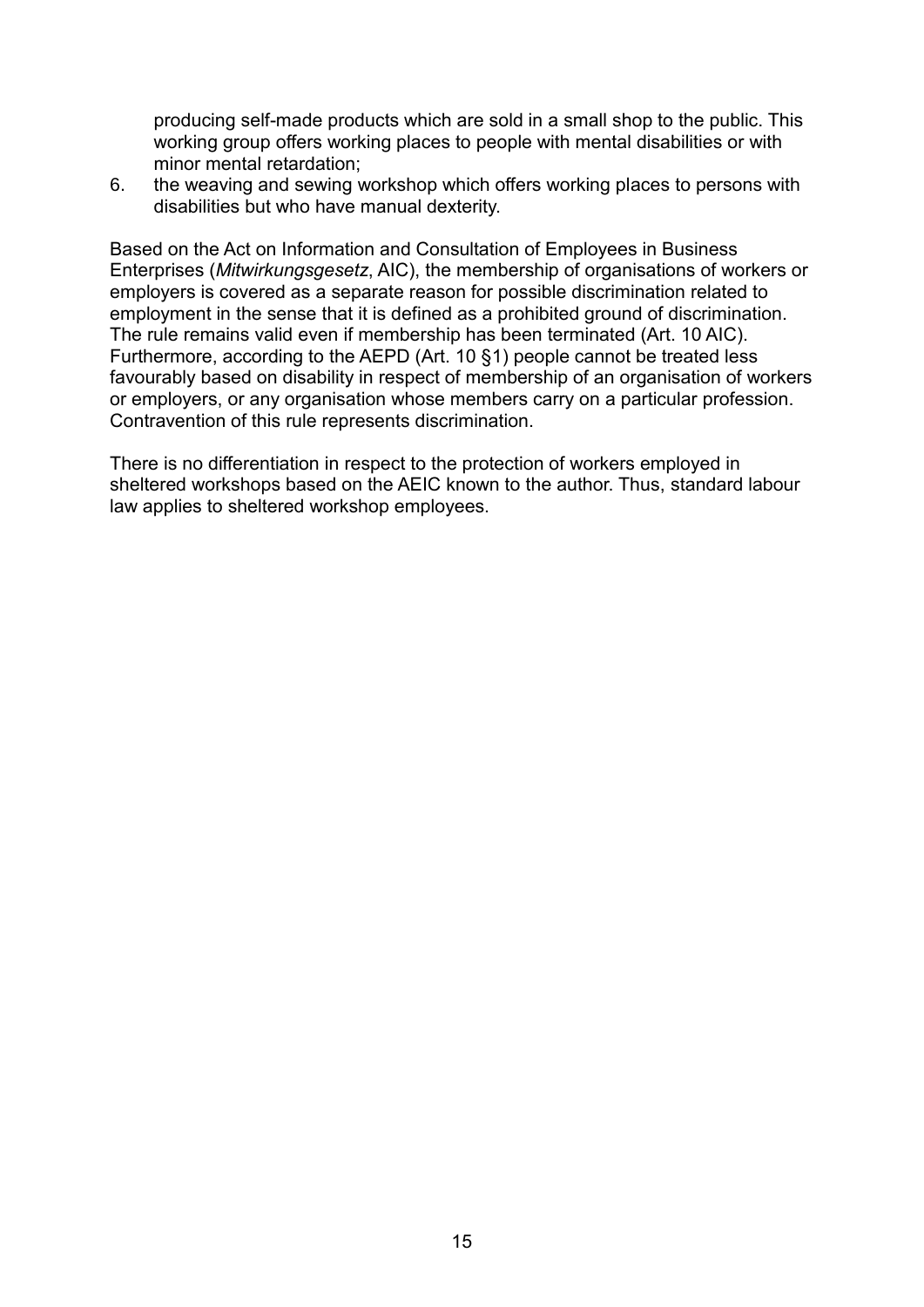producing self-made products which are sold in a small shop to the public. This working group offers working places to people with mental disabilities or with minor mental retardation;

6. the weaving and sewing workshop which offers working places to persons with disabilities but who have manual dexterity.

Based on the Act on Information and Consultation of Employees in Business Enterprises (*Mitwirkungsgesetz*, AIC), the membership of organisations of workers or employers is covered as a separate reason for possible discrimination related to employment in the sense that it is defined as a prohibited ground of discrimination. The rule remains valid even if membership has been terminated (Art. 10 AIC). Furthermore, according to the AEPD (Art. 10 §1) people cannot be treated less favourably based on disability in respect of membership of an organisation of workers or employers, or any organisation whose members carry on a particular profession. Contravention of this rule represents discrimination.

There is no differentiation in respect to the protection of workers employed in sheltered workshops based on the AEIC known to the author. Thus, standard labour law applies to sheltered workshop employees.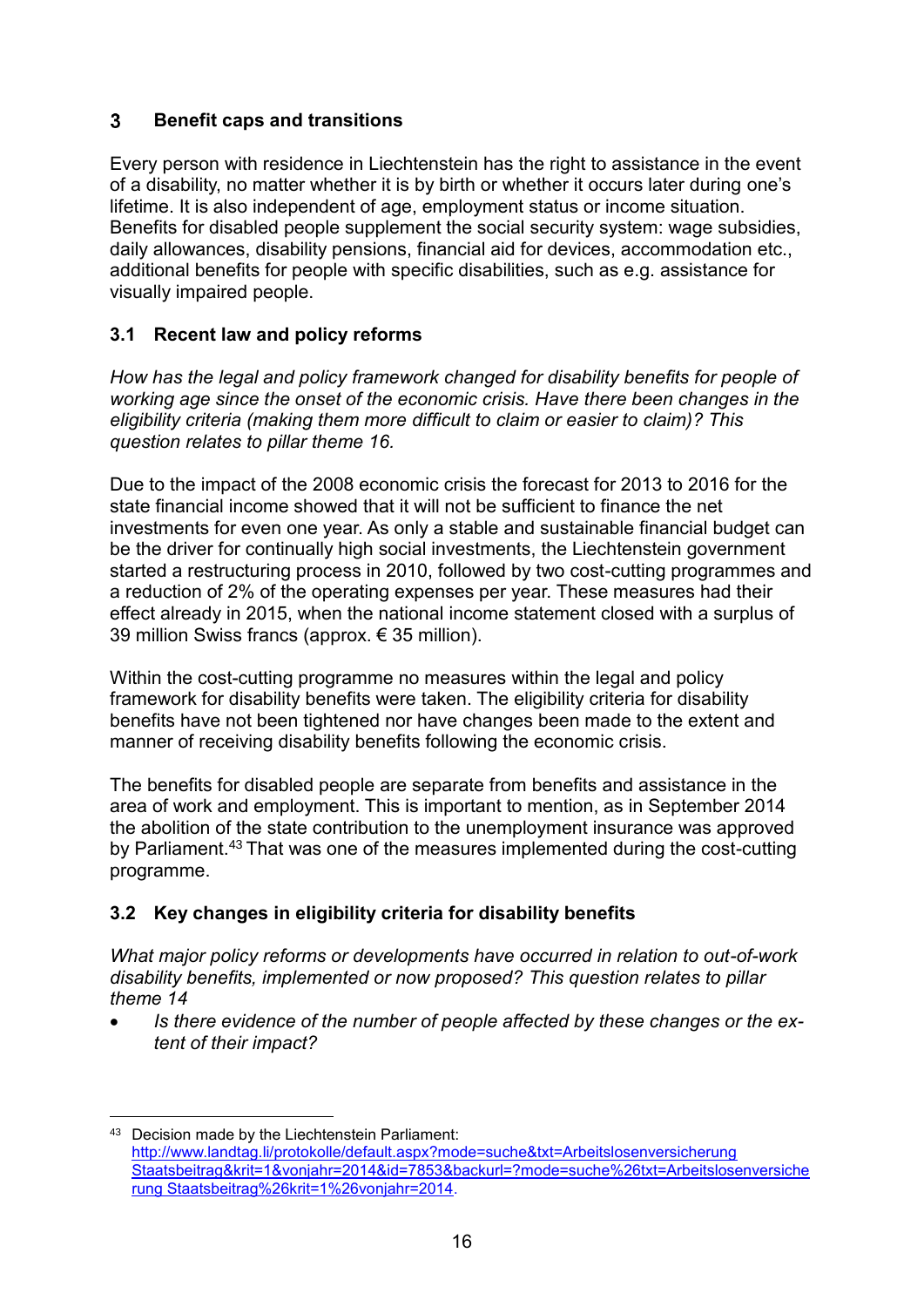## 3 Benefit caps and transitions

Every person with residence in Liechtenstein has the right to assistance in the event of a disability, no matter whether it is by birth or whether it occurs later during one's lifetime. It is also independent of age, employment status or income situation. Benefits for disabled people supplement the social security system: wage subsidies, daily allowances, disability pensions, financial aid for devices, accommodation etc., additional benefits for people with specific disabilities, such as e.g. assistance for visually impaired people.

### 3.1 Recent law and policy reforms

*How has the legal and policy framework changed for disability benefits for people of working age since the onset of the economic crisis. Have there been changes in the eligibility criteria (making them more difficult to claim or easier to claim)? This question relates to pillar theme 16.*

Due to the impact of the 2008 economic crisis the forecast for 2013 to 2016 for the state financial income showed that it will not be sufficient to finance the net investments for even one year. As only a stable and sustainable financial budget can be the driver for continually high social investments, the Liechtenstein government started a restructuring process in 2010, followed by two cost-cutting programmes and a reduction of 2% of the operating expenses per year. These measures had their effect already in 2015, when the national income statement closed with a surplus of 39 million Swiss francs (approx. € 35 million).

Within the cost-cutting programme no measures within the legal and policy framework for disability benefits were taken. The eligibility criteria for disability benefits have not been tightened nor have changes been made to the extent and manner of receiving disability benefits following the economic crisis.

The benefits for disabled people are separate from benefits and assistance in the area of work and employment. This is important to mention, as in September 2014 the abolition of the state contribution to the unemployment insurance was approved by Parliament.[43] That was one of the measures implemented during the cost-cutting programme.

### 3.2 Key changes in eligibility criteria for disability benefits

*What major policy reforms or developments have occurred in relation to out-of-work disability benefits, implemented or now proposed? This question relates to pillar theme 14*

- *Is there evidence of the number of people affected by these changes or the extent of their impact?*

---

[43] Decision made by the Liechtenstein Parliament: http://www.landtag.li/protokolle/default.aspx?mode=suche&txt=Arbeitslosenversicherung Staatsbeitrag&krit=1&vonjahr=2014&id=7853&backurl=?mode=suche%26txt=Arbeitslosenversicherung Staatsbeitrag%26krit=1%26vonjahr=2014.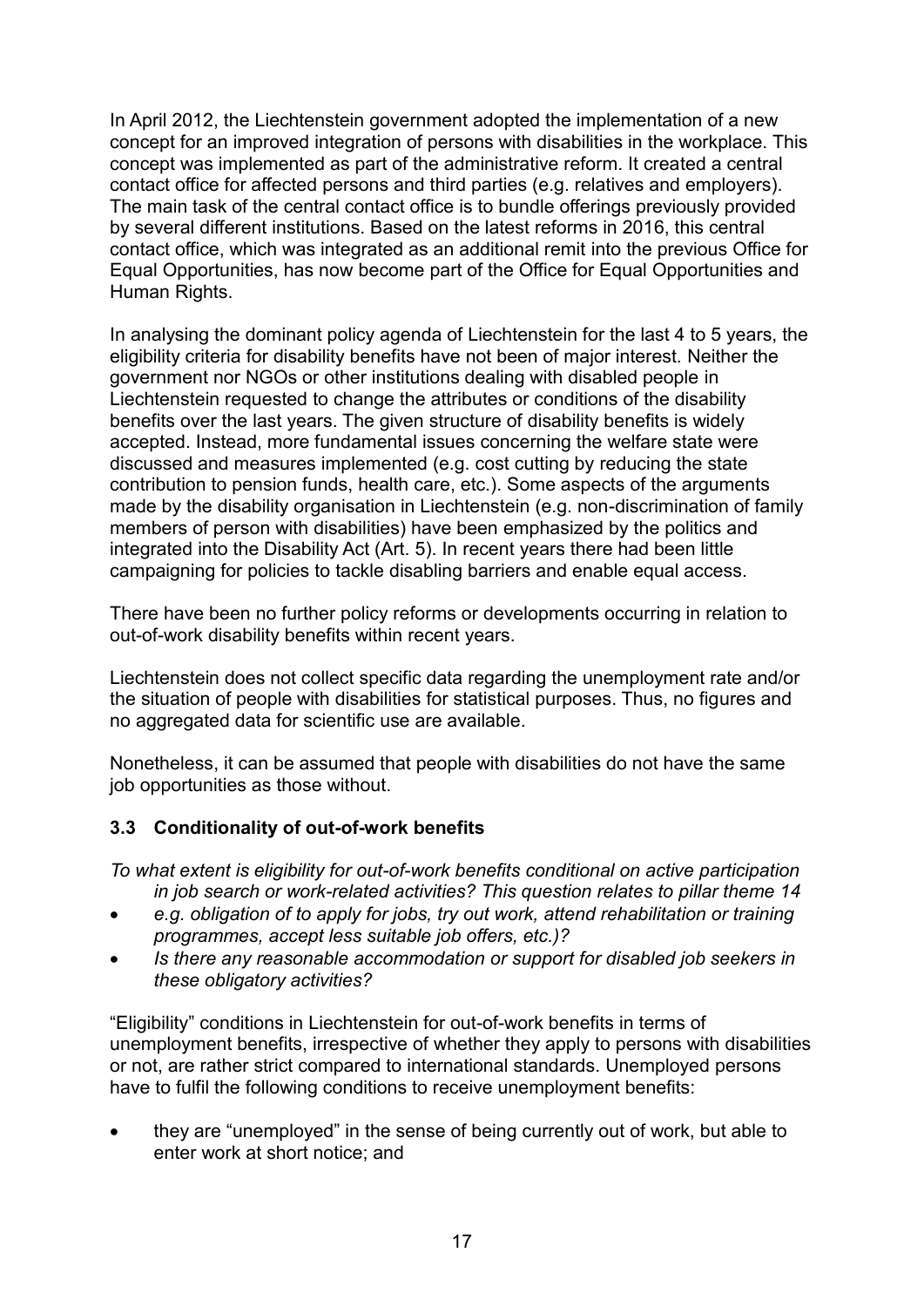In April 2012, the Liechtenstein government adopted the implementation of a new concept for an improved integration of persons with disabilities in the workplace. This concept was implemented as part of the administrative reform. It created a central contact office for affected persons and third parties (e.g. relatives and employers). The main task of the central contact office is to bundle offerings previously provided by several different institutions. Based on the latest reforms in 2016, this central contact office, which was integrated as an additional remit into the previous Office for Equal Opportunities, has now become part of the Office for Equal Opportunities and Human Rights.

In analysing the dominant policy agenda of Liechtenstein for the last 4 to 5 years, the eligibility criteria for disability benefits have not been of major interest. Neither the government nor NGOs or other institutions dealing with disabled people in Liechtenstein requested to change the attributes or conditions of the disability benefits over the last years. The given structure of disability benefits is widely accepted. Instead, more fundamental issues concerning the welfare state were discussed and measures implemented (e.g. cost cutting by reducing the state contribution to pension funds, health care, etc.). Some aspects of the arguments made by the disability organisation in Liechtenstein (e.g. non-discrimination of family members of person with disabilities) have been emphasized by the politics and integrated into the Disability Act (Art. 5). In recent years there had been little campaigning for policies to tackle disabling barriers and enable equal access.

There have been no further policy reforms or developments occurring in relation to out-of-work disability benefits within recent years.

Liechtenstein does not collect specific data regarding the unemployment rate and/or the situation of people with disabilities for statistical purposes. Thus, no figures and no aggregated data for scientific use are available.

Nonetheless, it can be assumed that people with disabilities do not have the same job opportunities as those without.

### 3.3 Conditionality of out-of-work benefits

*To what extent is eligibility for out-of-work benefits conditional on active participation in job search or work-related activities? This question relates to pillar theme 14*

- *e.g. obligation of to apply for jobs, try out work, attend rehabilitation or training programmes, accept less suitable job offers, etc.)?*
- *Is there any reasonable accommodation or support for disabled job seekers in these obligatory activities?*

"Eligibility" conditions in Liechtenstein for out-of-work benefits in terms of unemployment benefits, irrespective of whether they apply to persons with disabilities or not, are rather strict compared to international standards. Unemployed persons have to fulfil the following conditions to receive unemployment benefits:

- they are "unemployed" in the sense of being currently out of work, but able to enter work at short notice; and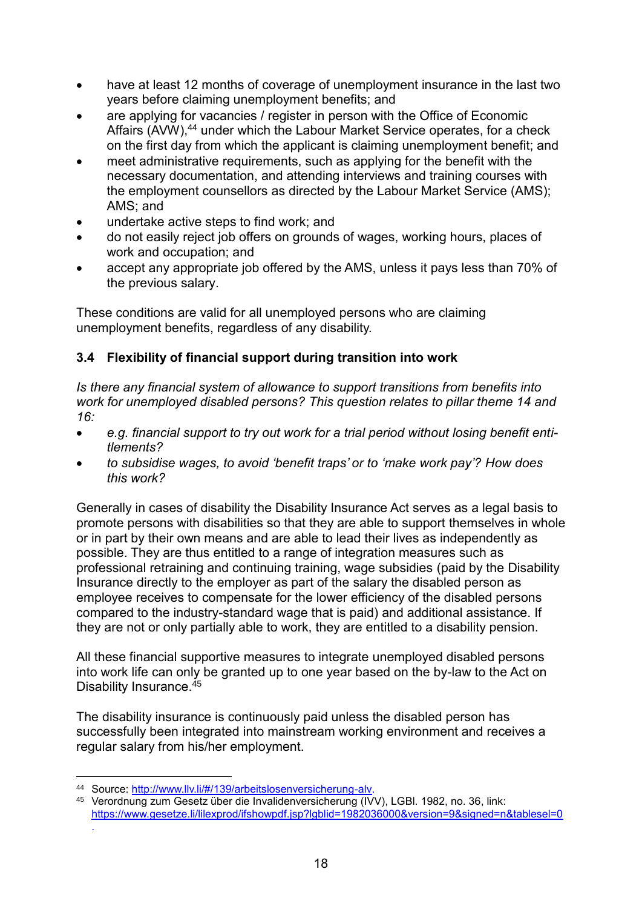- have at least 12 months of coverage of unemployment insurance in the last two years before claiming unemployment benefits; and
- are applying for vacancies / register in person with the Office of Economic Affairs (AVW),[44] under which the Labour Market Service operates, for a check on the first day from which the applicant is claiming unemployment benefit; and
- meet administrative requirements, such as applying for the benefit with the necessary documentation, and attending interviews and training courses with the employment counsellors as directed by the Labour Market Service (AMS); AMS; and
- undertake active steps to find work; and
- do not easily reject job offers on grounds of wages, working hours, places of work and occupation; and
- accept any appropriate job offered by the AMS, unless it pays less than 70% of the previous salary.

These conditions are valid for all unemployed persons who are claiming unemployment benefits, regardless of any disability.

### 3.4 Flexibility of financial support during transition into work

*Is there any financial system of allowance to support transitions from benefits into work for unemployed disabled persons? This question relates to pillar theme 14 and 16:*

- *e.g. financial support to try out work for a trial period without losing benefit entitlements?*
- *to subsidise wages, to avoid 'benefit traps' or to 'make work pay'? How does this work?*

Generally in cases of disability the Disability Insurance Act serves as a legal basis to promote persons with disabilities so that they are able to support themselves in whole or in part by their own means and are able to lead their lives as independently as possible. They are thus entitled to a range of integration measures such as professional retraining and continuing training, wage subsidies (paid by the Disability Insurance directly to the employer as part of the salary the disabled person as employee receives to compensate for the lower efficiency of the disabled persons compared to the industry-standard wage that is paid) and additional assistance. If they are not or only partially able to work, they are entitled to a disability pension.

All these financial supportive measures to integrate unemployed disabled persons into work life can only be granted up to one year based on the by-law to the Act on Disability Insurance.[45]

The disability insurance is continuously paid unless the disabled person has successfully been integrated into mainstream working environment and receives a regular salary from his/her employment.

---

[44] Source: http://www.llv.li/#/139/arbeitslosenversicherung-alv.

[45] Verordnung zum Gesetz über die Invalidenversicherung (IVV), LGBl. 1982, no. 36, link: https://www.gesetze.li/lilexprod/ifshowpdf.jsp?lgblid=1982036000&version=9&signed=n&tablesel=0.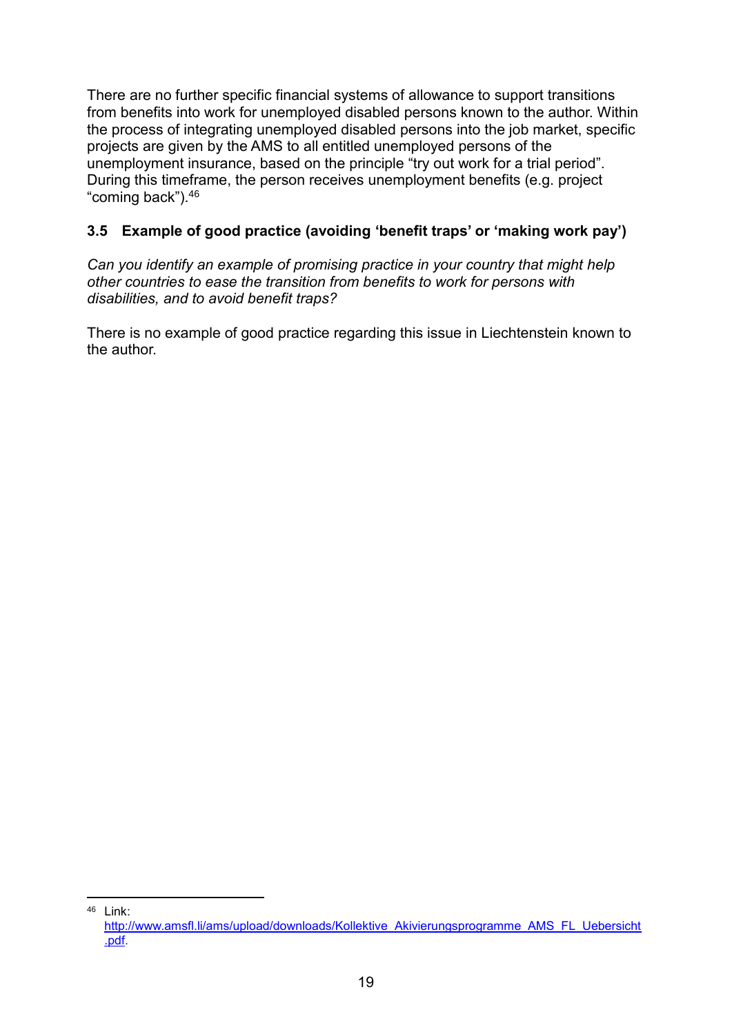There are no further specific financial systems of allowance to support transitions from benefits into work for unemployed disabled persons known to the author. Within the process of integrating unemployed disabled persons into the job market, specific projects are given by the AMS to all entitled unemployed persons of the unemployment insurance, based on the principle "try out work for a trial period". During this timeframe, the person receives unemployment benefits (e.g. project "coming back").[46]

### 3.5 Example of good practice (avoiding 'benefit traps' or 'making work pay')

*Can you identify an example of promising practice in your country that might help other countries to ease the transition from benefits to work for persons with disabilities, and to avoid benefit traps?*

There is no example of good practice regarding this issue in Liechtenstein known to the author.

---

[46] Link: http://www.amsfl.li/ams/upload/downloads/Kollektive_Akivierungsprogramme_AMS_FL_Uebersicht.pdf.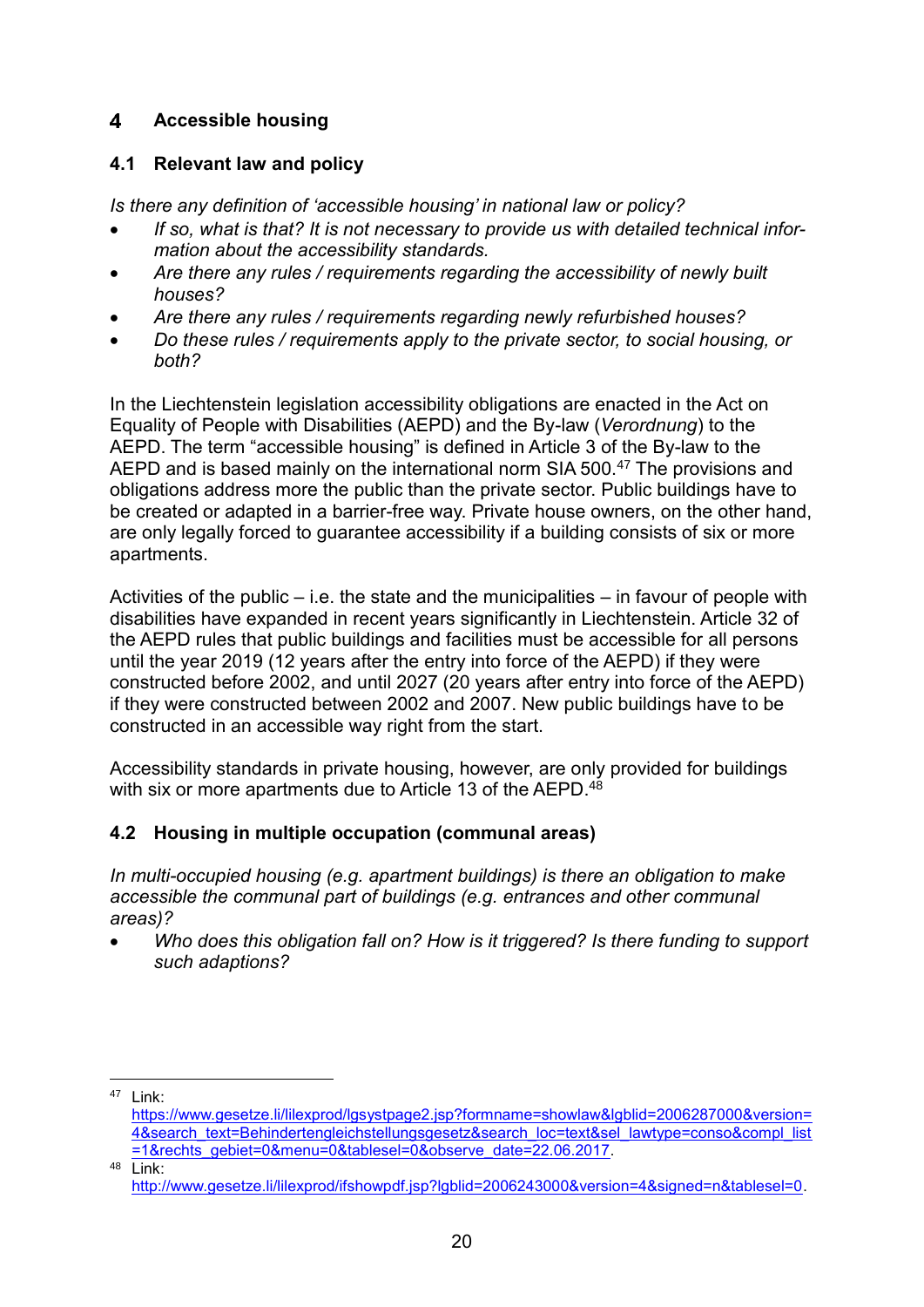# 4 Accessible housing

## 4.1 Relevant law and policy

*Is there any definition of 'accessible housing' in national law or policy?*

- *If so, what is that? It is not necessary to provide us with detailed technical information about the accessibility standards.*
- *Are there any rules / requirements regarding the accessibility of newly built houses?*
- *Are there any rules / requirements regarding newly refurbished houses?*
- *Do these rules / requirements apply to the private sector, to social housing, or both?*

In the Liechtenstein legislation accessibility obligations are enacted in the Act on Equality of People with Disabilities (AEPD) and the By-law (*Verordnung*) to the AEPD. The term "accessible housing" is defined in Article 3 of the By-law to the AEPD and is based mainly on the international norm SIA 500.[47] The provisions and obligations address more the public than the private sector. Public buildings have to be created or adapted in a barrier-free way. Private house owners, on the other hand, are only legally forced to guarantee accessibility if a building consists of six or more apartments.

Activities of the public – i.e. the state and the municipalities – in favour of people with disabilities have expanded in recent years significantly in Liechtenstein. Article 32 of the AEPD rules that public buildings and facilities must be accessible for all persons until the year 2019 (12 years after the entry into force of the AEPD) if they were constructed before 2002, and until 2027 (20 years after entry into force of the AEPD) if they were constructed between 2002 and 2007. New public buildings have to be constructed in an accessible way right from the start.

Accessibility standards in private housing, however, are only provided for buildings with six or more apartments due to Article 13 of the AEPD.[48]

## 4.2 Housing in multiple occupation (communal areas)

*In multi-occupied housing (e.g. apartment buildings) is there an obligation to make accessible the communal part of buildings (e.g. entrances and other communal areas)?*

- *Who does this obligation fall on? How is it triggered? Is there funding to support such adaptions?*

---

[47] Link: https://www.gesetze.li/lilexprod/lgsystpage2.jsp?formname=showlaw&lgblid=2006287000&version=4&search_text=Behindertengleichstellungsgesetz&search_loc=text&sel_lawtype=conso&compl_list=1&rechts_gebiet=0&menu=0&tablesel=0&observe_date=22.06.2017.

[48] Link: http://www.gesetze.li/lilexprod/ifshowpdf.jsp?lgblid=2006243000&version=4&signed=n&tablesel=0.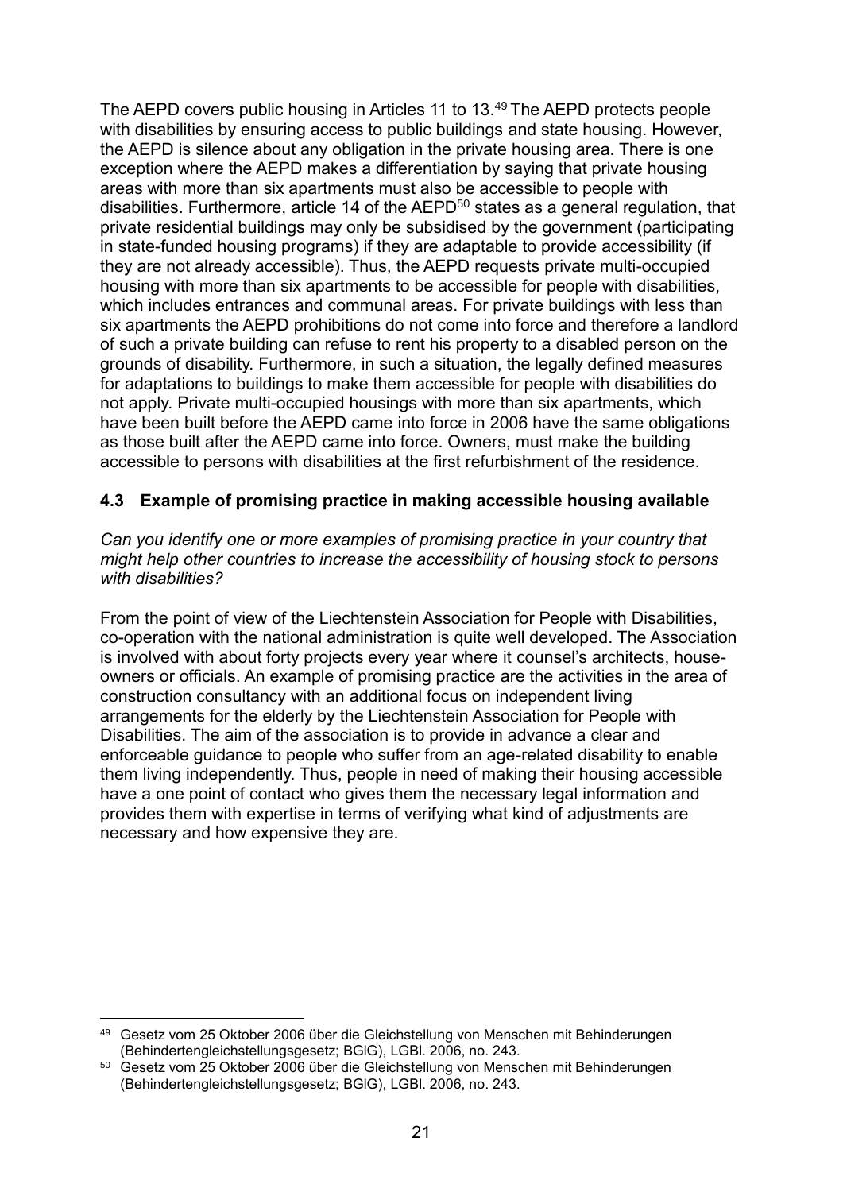The AEPD covers public housing in Articles 11 to 13.[49] The AEPD protects people with disabilities by ensuring access to public buildings and state housing. However, the AEPD is silence about any obligation in the private housing area. There is one exception where the AEPD makes a differentiation by saying that private housing areas with more than six apartments must also be accessible to people with disabilities. Furthermore, article 14 of the AEPD[50] states as a general regulation, that private residential buildings may only be subsidised by the government (participating in state-funded housing programs) if they are adaptable to provide accessibility (if they are not already accessible). Thus, the AEPD requests private multi-occupied housing with more than six apartments to be accessible for people with disabilities, which includes entrances and communal areas. For private buildings with less than six apartments the AEPD prohibitions do not come into force and therefore a landlord of such a private building can refuse to rent his property to a disabled person on the grounds of disability. Furthermore, in such a situation, the legally defined measures for adaptations to buildings to make them accessible for people with disabilities do not apply. Private multi-occupied housings with more than six apartments, which have been built before the AEPD came into force in 2006 have the same obligations as those built after the AEPD came into force. Owners, must make the building accessible to persons with disabilities at the first refurbishment of the residence.

### 4.3 Example of promising practice in making accessible housing available

*Can you identify one or more examples of promising practice in your country that might help other countries to increase the accessibility of housing stock to persons with disabilities?*

From the point of view of the Liechtenstein Association for People with Disabilities, co-operation with the national administration is quite well developed. The Association is involved with about forty projects every year where it counsel's architects, house-owners or officials. An example of promising practice are the activities in the area of construction consultancy with an additional focus on independent living arrangements for the elderly by the Liechtenstein Association for People with Disabilities. The aim of the association is to provide in advance a clear and enforceable guidance to people who suffer from an age-related disability to enable them living independently. Thus, people in need of making their housing accessible have a one point of contact who gives them the necessary legal information and provides them with expertise in terms of verifying what kind of adjustments are necessary and how expensive they are.

---

[49] Gesetz vom 25 Oktober 2006 über die Gleichstellung von Menschen mit Behinderungen (Behindertengleichstellungsgesetz; BGlG), LGBl. 2006, no. 243.

[50] Gesetz vom 25 Oktober 2006 über die Gleichstellung von Menschen mit Behinderungen (Behindertengleichstellungsgesetz; BGlG), LGBl. 2006, no. 243.